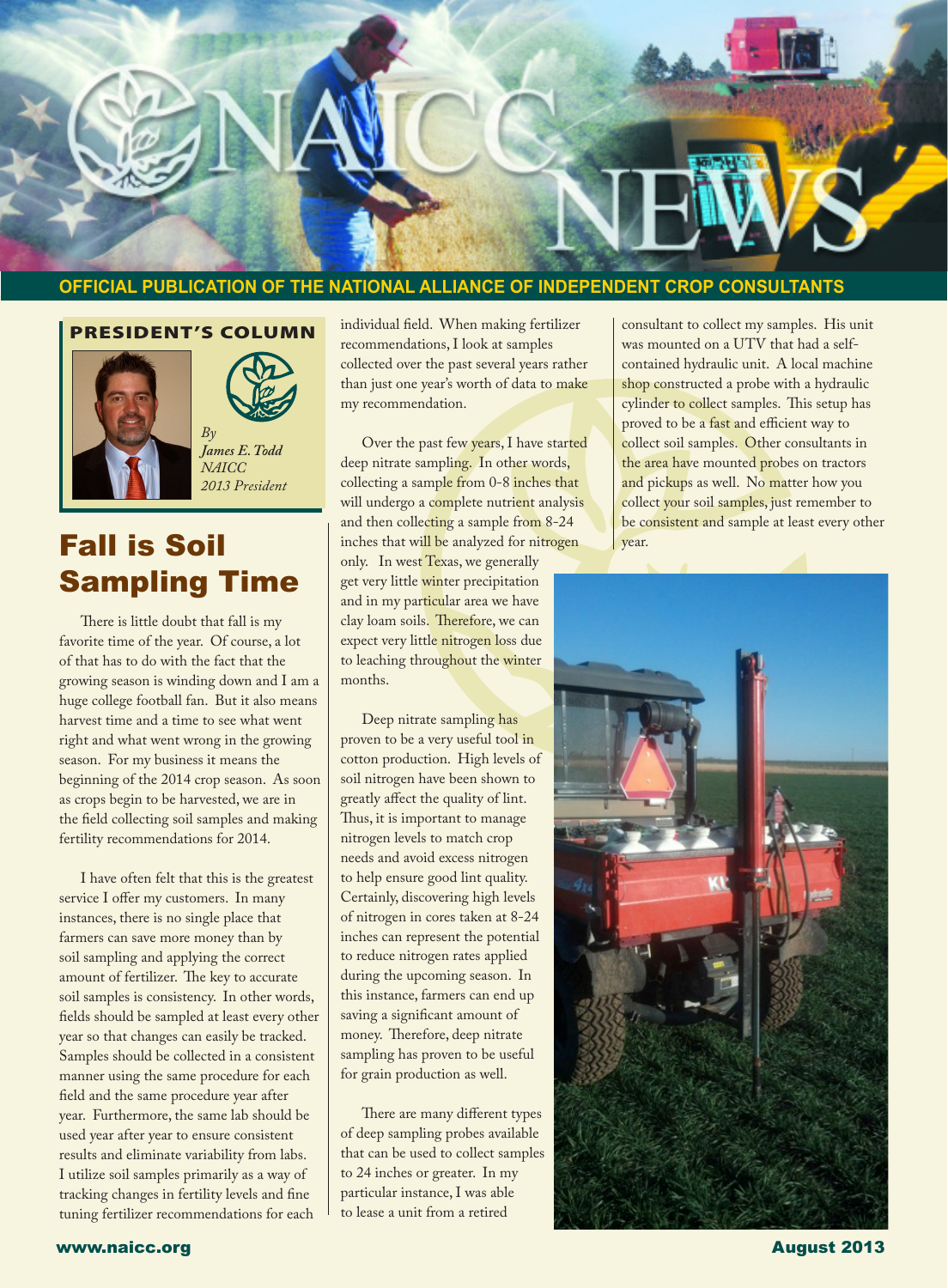# NAICC NEWS

**OFFICIAL PUBLICATION OF THE NATIONAL ALLIANCE OF INDEPENDENT CROP CONSULTANTS**

**PRESIDENT'S COLUMN**

*By James E. Todd*
*NAICC 2013 President*

## Fall is Soil Sampling Time

There is little doubt that fall is my favorite time of the year. Of course, a lot of that has to do with the fact that the growing season is winding down and I am a huge college football fan. But it also means harvest time and a time to see what went right and what went wrong in the growing season. For my business it means the beginning of the 2014 crop season. As soon as crops begin to be harvested, we are in the field collecting soil samples and making fertility recommendations for 2014.

I have often felt that this is the greatest service I offer my customers. In many instances, there is no single place that farmers can save more money than by soil sampling and applying the correct amount of fertilizer. The key to accurate soil samples is consistency. In other words, fields should be sampled at least every other year so that changes can easily be tracked. Samples should be collected in a consistent manner using the same procedure for each field and the same procedure year after year. Furthermore, the same lab should be used year after year to ensure consistent results and eliminate variability from labs. I utilize soil samples primarily as a way of tracking changes in fertility levels and fine tuning fertilizer recommendations for each individual field. When making fertilizer recommendations, I look at samples collected over the past several years rather than just one year's worth of data to make my recommendation.

Over the past few years, I have started deep nitrate sampling. In other words, collecting a sample from 0-8 inches that will undergo a complete nutrient analysis and then collecting a sample from 8-24 inches that will be analyzed for nitrogen only. In west Texas, we generally get very little winter precipitation and in my particular area we have clay loam soils. Therefore, we can expect very little nitrogen loss due to leaching throughout the winter months.

Deep nitrate sampling has proven to be a very useful tool in cotton production. High levels of soil nitrogen have been shown to greatly affect the quality of lint. Thus, it is important to manage nitrogen levels to match crop needs and avoid excess nitrogen to help ensure good lint quality. Certainly, discovering high levels of nitrogen in cores taken at 8-24 inches can represent the potential to reduce nitrogen rates applied during the upcoming season. In this instance, farmers can end up saving a significant amount of money. Therefore, deep nitrate sampling has proven to be useful for grain production as well.

There are many different types of deep sampling probes available that can be used to collect samples to 24 inches or greater. In my particular instance, I was able to lease a unit from a retired consultant to collect my samples. His unit was mounted on a UTV that had a self-contained hydraulic unit. A local machine shop constructed a probe with a hydraulic cylinder to collect samples. This setup has proved to be a fast and efficient way to collect soil samples. Other consultants in the area have mounted probes on tractors and pickups as well. No matter how you collect your soil samples, just remember to be consistent and sample at least every other year.

www.naicc.org — August 2013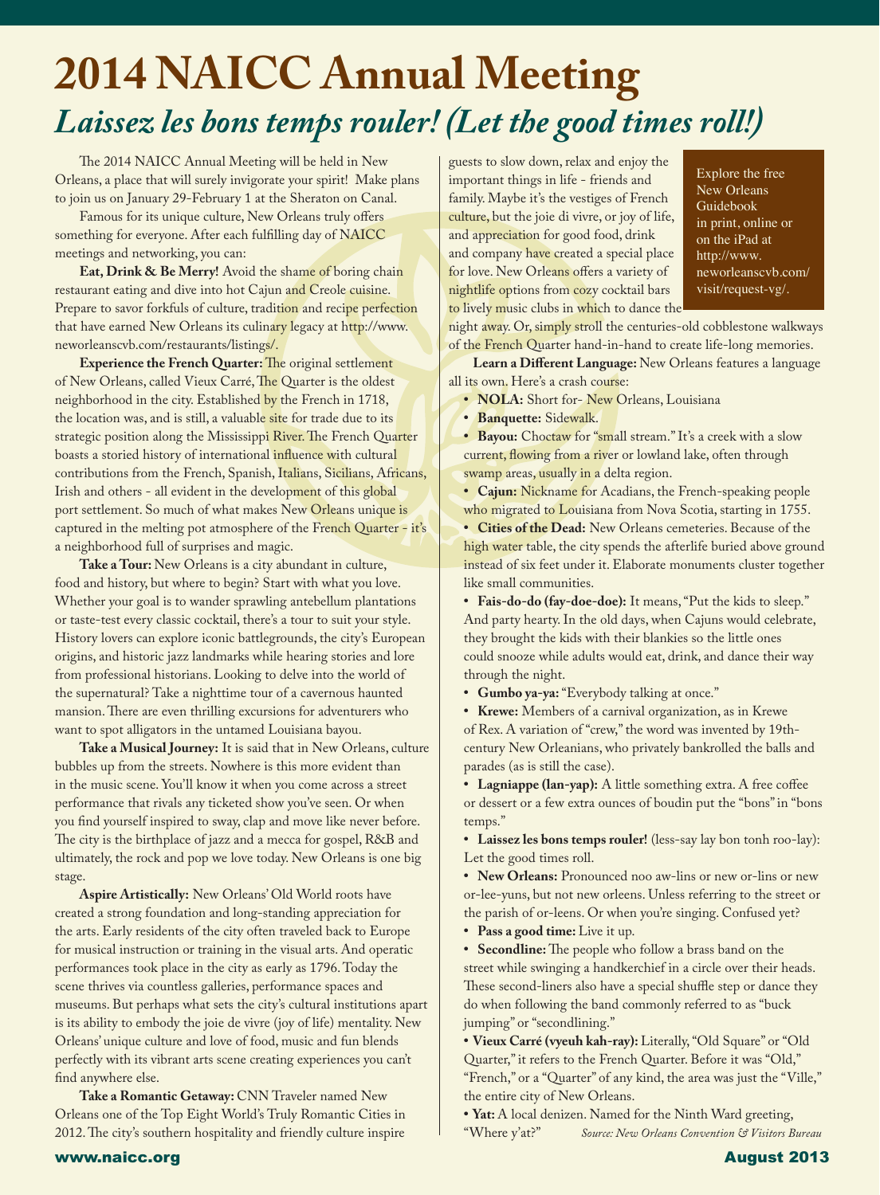# 2014 NAICC Annual Meeting

## *Laissez les bons temps rouler! (Let the good times roll!)*

The 2014 NAICC Annual Meeting will be held in New Orleans, a place that will surely invigorate your spirit! Make plans to join us on January 29-February 1 at the Sheraton on Canal.

Famous for its unique culture, New Orleans truly offers something for everyone. After each fulfilling day of NAICC meetings and networking, you can:

**Eat, Drink & Be Merry!** Avoid the shame of boring chain restaurant eating and dive into hot Cajun and Creole cuisine. Prepare to savor forkfuls of culture, tradition and recipe perfection that have earned New Orleans its culinary legacy at http://www.neworleanscvb.com/restaurants/listings/.

**Experience the French Quarter:** The original settlement of New Orleans, called Vieux Carré, The Quarter is the oldest neighborhood in the city. Established by the French in 1718, the location was, and is still, a valuable site for trade due to its strategic position along the Mississippi River. The French Quarter boasts a storied history of international influence with cultural contributions from the French, Spanish, Italians, Sicilians, Africans, Irish and others - all evident in the development of this global port settlement. So much of what makes New Orleans unique is captured in the melting pot atmosphere of the French Quarter - it's a neighborhood full of surprises and magic.

**Take a Tour:** New Orleans is a city abundant in culture, food and history, but where to begin? Start with what you love. Whether your goal is to wander sprawling antebellum plantations or taste-test every classic cocktail, there's a tour to suit your style. History lovers can explore iconic battlegrounds, the city's European origins, and historic jazz landmarks while hearing stories and lore from professional historians. Looking to delve into the world of the supernatural? Take a nighttime tour of a cavernous haunted mansion. There are even thrilling excursions for adventurers who want to spot alligators in the untamed Louisiana bayou.

**Take a Musical Journey:** It is said that in New Orleans, culture bubbles up from the streets. Nowhere is this more evident than in the music scene. You'll know it when you come across a street performance that rivals any ticketed show you've seen. Or when you find yourself inspired to sway, clap and move like never before. The city is the birthplace of jazz and a mecca for gospel, R&B and ultimately, the rock and pop we love today. New Orleans is one big stage.

**Aspire Artistically:** New Orleans' Old World roots have created a strong foundation and long-standing appreciation for the arts. Early residents of the city often traveled back to Europe for musical instruction or training in the visual arts. And operatic performances took place in the city as early as 1796. Today the scene thrives via countless galleries, performance spaces and museums. But perhaps what sets the city's cultural institutions apart is its ability to embody the joie de vivre (joy of life) mentality. New Orleans' unique culture and love of food, music and fun blends perfectly with its vibrant arts scene creating experiences you can't find anywhere else.

**Take a Romantic Getaway:** CNN Traveler named New Orleans one of the Top Eight World's Truly Romantic Cities in 2012. The city's southern hospitality and friendly culture inspire guests to slow down, relax and enjoy the important things in life - friends and family. Maybe it's the vestiges of French culture, but the joie di vivre, or joy of life, and appreciation for good food, drink and company have created a special place for love. New Orleans offers a variety of nightlife options from cozy cocktail bars to lively music clubs in which to dance the night away. Or, simply stroll the centuries-old cobblestone walkways of the French Quarter hand-in-hand to create life-long memories.

Explore the free New Orleans Guidebook in print, online or on the iPad at http://www.neworleanscvb.com/visit/request-vg/.

**Learn a Different Language:** New Orleans features a language all its own. Here's a crash course:

- **NOLA:** Short for- New Orleans, Louisiana
- **Banquette:** Sidewalk.
- **Bayou:** Choctaw for "small stream." It's a creek with a slow current, flowing from a river or lowland lake, often through swamp areas, usually in a delta region.
- **Cajun:** Nickname for Acadians, the French-speaking people who migrated to Louisiana from Nova Scotia, starting in 1755.
- **Cities of the Dead:** New Orleans cemeteries. Because of the high water table, the city spends the afterlife buried above ground instead of six feet under it. Elaborate monuments cluster together like small communities.
- **Fais-do-do (fay-doe-doe):** It means, "Put the kids to sleep." And party hearty. In the old days, when Cajuns would celebrate, they brought the kids with their blankies so the little ones could snooze while adults would eat, drink, and dance their way through the night.
- **Gumbo ya-ya:** "Everybody talking at once."
- **Krewe:** Members of a carnival organization, as in Krewe of Rex. A variation of "crew," the word was invented by 19th-century New Orleanians, who privately bankrolled the balls and parades (as is still the case).
- **Lagniappe (lan-yap):** A little something extra. A free coffee or dessert or a few extra ounces of boudin put the "bons" in "bons temps."
- **Laissez les bons temps rouler!** (less-say lay bon tonh roo-lay): Let the good times roll.
- **New Orleans:** Pronounced noo aw-lins or new or-lins or new or-lee-yuns, but not new orleens. Unless referring to the street or the parish of or-leens. Or when you're singing. Confused yet?
- **Pass a good time:** Live it up.
- **Secondline:** The people who follow a brass band on the street while swinging a handkerchief in a circle over their heads. These second-liners also have a special shuffle step or dance they do when following the band commonly referred to as "buck jumping" or "secondlining."
- **Vieux Carré (vyeuh kah-ray):** Literally, "Old Square" or "Old Quarter," it refers to the French Quarter. Before it was "Old," "French," or a "Quarter" of any kind, the area was just the "Ville," the entire city of New Orleans.
- **Yat:** A local denizen. Named for the Ninth Ward greeting, "Where y'at?"

*Source: New Orleans Convention & Visitors Bureau*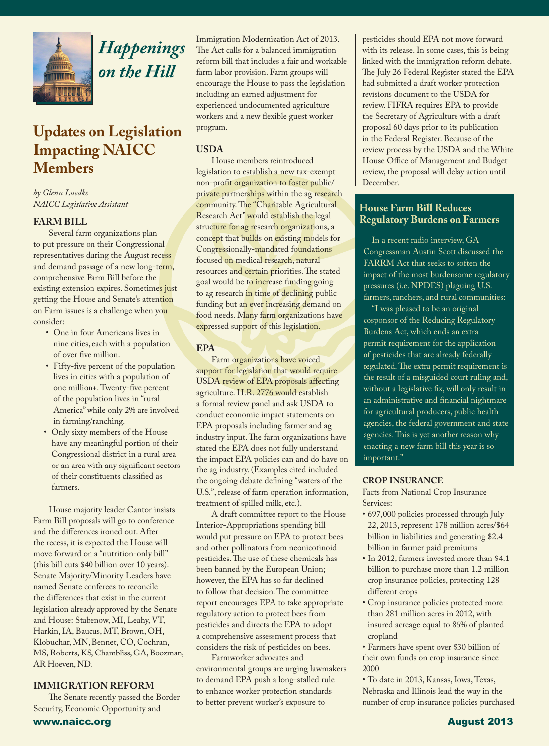# *Happenings on the Hill*

## Updates on Legislation Impacting NAICC Members

*by Glenn Luedke*
*NAICC Legislative Assistant*

### FARM BILL

Several farm organizations plan to put pressure on their Congressional representatives during the August recess and demand passage of a new long-term, comprehensive Farm Bill before the existing extension expires. Sometimes just getting the House and Senate's attention on Farm issues is a challenge when you consider:

- One in four Americans lives in nine cities, each with a population of over five million.
- Fifty-five percent of the population lives in cities with a population of one million+. Twenty-five percent of the population lives in "rural America" while only 2% are involved in farming/ranching.
- Only sixty members of the House have any meaningful portion of their Congressional district in a rural area or an area with any significant sectors of their constituents classified as farmers.

House majority leader Cantor insists Farm Bill proposals will go to conference and the differences ironed out. After the recess, it is expected the House will move forward on a "nutrition-only bill" (this bill cuts $40 billion over 10 years). Senate Majority/Minority Leaders have named Senate conferees to reconcile the differences that exist in the current legislation already approved by the Senate and House: Stabenow, MI, Leahy, VT, Harkin, IA, Baucus, MT, Brown, OH, Klobuchar, MN, Bennet, CO, Cochran, MS, Roberts, KS, Chambliss, GA, Boozman, AR Hoeven, ND.

### IMMIGRATION REFORM

The Senate recently passed the Border Security, Economic Opportunity and Immigration Modernization Act of 2013. The Act calls for a balanced immigration reform bill that includes a fair and workable farm labor provision. Farm groups will encourage the House to pass the legislation including an earned adjustment for experienced undocumented agriculture workers and a new flexible guest worker program.

### USDA

House members reintroduced legislation to establish a new tax-exempt non-profit organization to foster public/private partnerships within the ag research community. The "Charitable Agricultural Research Act" would establish the legal structure for ag research organizations, a concept that builds on existing models for Congressionally-mandated foundations focused on medical research, natural resources and certain priorities. The stated goal would be to increase funding going to ag research in time of declining public funding but an ever increasing demand on food needs. Many farm organizations have expressed support of this legislation.

### EPA

Farm organizations have voiced support for legislation that would require USDA review of EPA proposals affecting agriculture. H.R. 2776 would establish a formal review panel and ask USDA to conduct economic impact statements on EPA proposals including farmer and ag industry input. The farm organizations have stated the EPA does not fully understand the impact EPA policies can and do have on the ag industry. (Examples cited included the ongoing debate defining "waters of the U.S.", release of farm operation information, treatment of spilled milk, etc.).

A draft committee report to the House Interior-Appropriations spending bill would put pressure on EPA to protect bees and other pollinators from neonicotinoid pesticides. The use of these chemicals has been banned by the European Union; however, the EPA has so far declined to follow that decision. The committee report encourages EPA to take appropriate regulatory action to protect bees from pesticides and directs the EPA to adopt a comprehensive assessment process that considers the risk of pesticides on bees.

Farmworker advocates and environmental groups are urging lawmakers to demand EPA push a long-stalled rule to enhance worker protection standards to better prevent worker's exposure to pesticides should EPA not move forward with its release. In some cases, this is being linked with the immigration reform debate. The July 26 Federal Register stated the EPA had submitted a draft worker protection revisions document to the USDA for review. FIFRA requires EPA to provide the Secretary of Agriculture with a draft proposal 60 days prior to its publication in the Federal Register. Because of the review process by the USDA and the White House Office of Management and Budget review, the proposal will delay action until December.

### House Farm Bill Reduces Regulatory Burdens on Farmers

In a recent radio interview, GA Congressman Austin Scott discussed the FARRM Act that seeks to soften the impact of the most burdensome regulatory pressures (i.e. NPDES) plaguing U.S. farmers, ranchers, and rural communities:

"I was pleased to be an original cosponsor of the Reducing Regulatory Burdens Act, which ends an extra permit requirement for the application of pesticides that are already federally regulated. The extra permit requirement is the result of a misguided court ruling and, without a legislative fix, will only result in an administrative and financial nightmare for agricultural producers, public health agencies, the federal government and state agencies. This is yet another reason why enacting a new farm bill this year is so important."

### CROP INSURANCE

Facts from National Crop Insurance Services:

- 697,000 policies processed through July 22, 2013, represent 178 million acres/$64 billion in liabilities and generating $2.4 billion in farmer paid premiums
- In 2012, farmers invested more than $4.1 billion to purchase more than 1.2 million crop insurance policies, protecting 128 different crops
- Crop insurance policies protected more than 281 million acres in 2012, with insured acreage equal to 86% of planted cropland
- Farmers have spent over $30 billion of their own funds on crop insurance since 2000
- To date in 2013, Kansas, Iowa, Texas, Nebraska and Illinois lead the way in the number of crop insurance policies purchased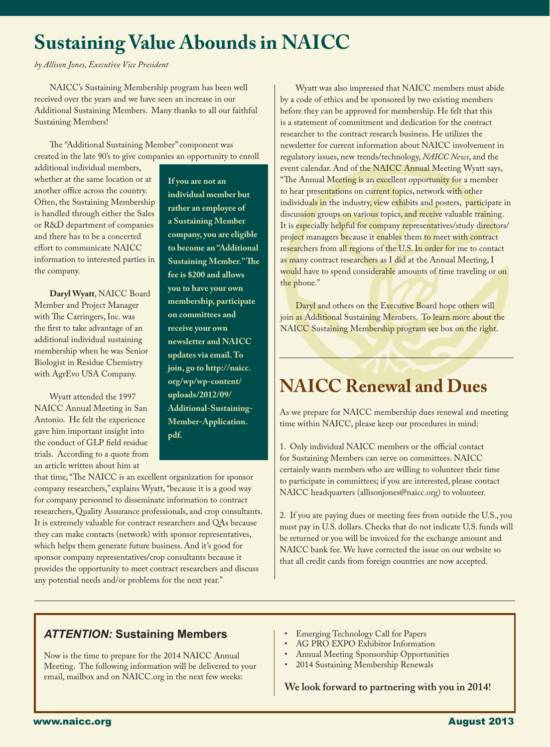# Sustaining Value Abounds in NAICC

*by Allison Jones, Executive Vice President*

NAICC's Sustaining Membership program has been well received over the years and we have seen an increase in our Additional Sustaining Members. Many thanks to all our faithful Sustaining Members!

The "Additional Sustaining Member" component was created in the late 90's to give companies an opportunity to enroll additional individual members, whether at the same location or at another office across the country. Often, the Sustaining Membership is handled through either the Sales or R&D department of companies and there has to be a concerted effort to communicate NAICC information to interested parties in the company.

**If you are not an individual member but rather an employee of a Sustaining Member company, you are eligible to become an "Additional Sustaining Member." The fee is $200 and allows you to have your own membership, participate on committees and receive your own newsletter and NAICC updates via email. To join, go to http://naicc.org/wp/wp-content/uploads/2012/09/Additional-Sustaining-Member-Application.pdf.**

**Daryl Wyatt**, NAICC Board Member and Project Manager with The Carringers, Inc. was the first to take advantage of an additional individual sustaining membership when he was Senior Biologist in Residue Chemistry with AgrEvo USA Company.

Wyatt attended the 1997 NAICC Annual Meeting in San Antonio. He felt the experience gave him important insight into the conduct of GLP field residue trials. According to a quote from an article written about him at that time, "The NAICC is an excellent organization for sponsor company researchers," explains Wyatt, "because it is a good way for company personnel to disseminate information to contract researchers, Quality Assurance professionals, and crop consultants. It is extremely valuable for contract researchers and QAs because they can make contacts (network) with sponsor representatives, which helps them generate future business. And it's good for sponsor company representatives/crop consultants because it provides the opportunity to meet contract researchers and discuss any potential needs and/or problems for the next year."

Wyatt was also impressed that NAICC members must abide by a code of ethics and be sponsored by two existing members before they can be approved for membership. He felt that this is a statement of commitment and dedication for the contract researcher to the contract research business. He utilizes the newsletter for current information about NAICC involvement in regulatory issues, new trends/technology, *NAICC News*, and the event calendar. And of the NAICC Annual Meeting Wyatt says, "The Annual Meeting is an excellent opportunity for a member to hear presentations on current topics, network with other individuals in the industry, view exhibits and posters, participate in discussion groups on various topics, and receive valuable training. It is especially helpful for company representatives/study directors/project managers because it enables them to meet with contract researchers from all regions of the U.S. In order for me to contact as many contract researchers as I did at the Annual Meeting, I would have to spend considerable amounts of time traveling or on the phone."

Daryl and others on the Executive Board hope others will join as Additional Sustaining Members. To learn more about the NAICC Sustaining Membership program see box on the right.

# NAICC Renewal and Dues

As we prepare for NAICC membership dues renewal and meeting time within NAICC, please keep our procedures in mind:

1. Only individual NAICC members or the official contact for Sustaining Members can serve on committees. NAICC certainly wants members who are willing to volunteer their time to participate in committees; if you are interested, please contact NAICC headquarters (allisonjones@naicc.org) to volunteer.

2. If you are paying dues or meeting fees from outside the U.S., you must pay in U.S. dollars. Checks that do not indicate U.S. funds will be returned or you will be invoiced for the exchange amount and NAICC bank fee. We have corrected the issue on our website so that all credit cards from foreign countries are now accepted.

## *ATTENTION:* Sustaining Members

Now is the time to prepare for the 2014 NAICC Annual Meeting. The following information will be delivered to your email, mailbox and on NAICC.org in the next few weeks:

- Emerging Technology Call for Papers
- AG PRO EXPO Exhibitor Information
- Annual Meeting Sponsorship Opportunities
- 2014 Sustaining Membership Renewals

**We look forward to partnering with you in 2014!**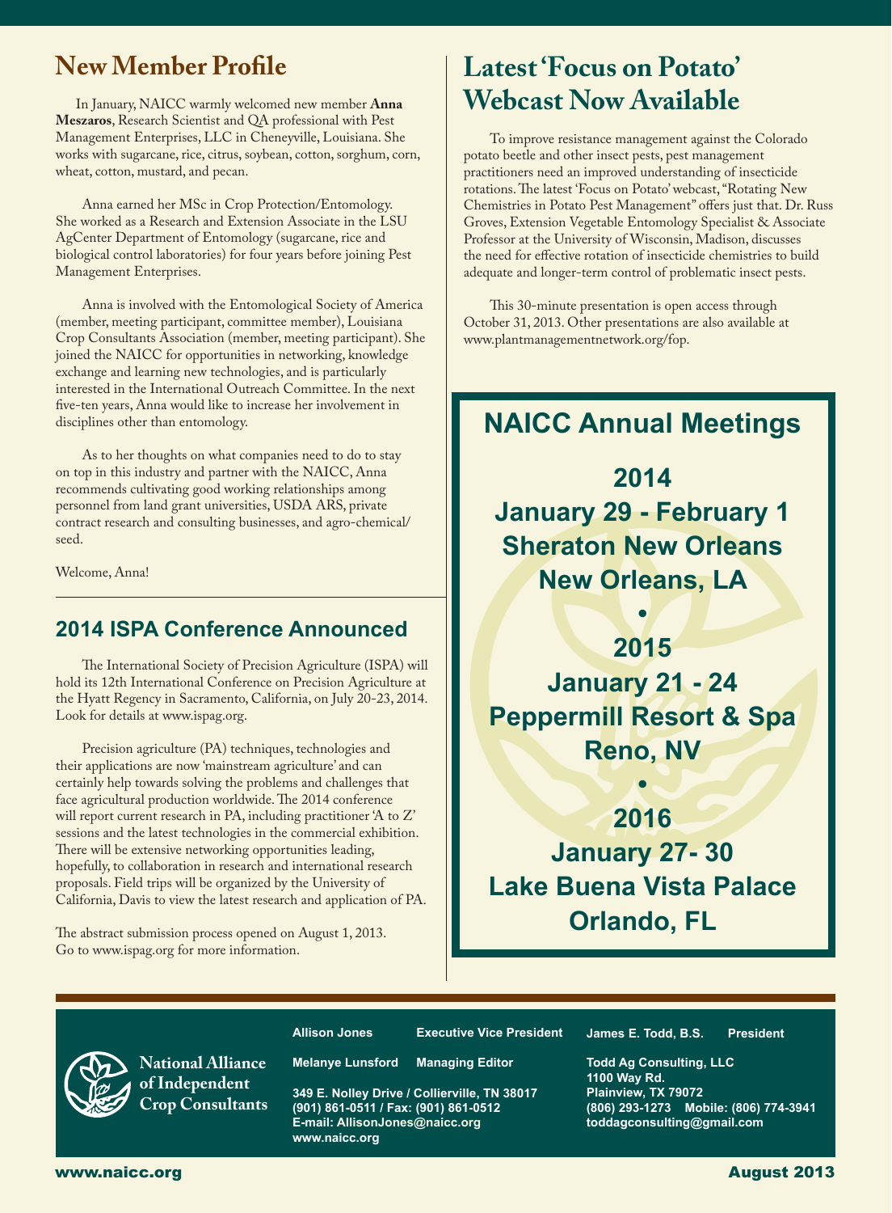## New Member Profile

In January, NAICC warmly welcomed new member **Anna Meszaros**, Research Scientist and QA professional with Pest Management Enterprises, LLC in Cheneyville, Louisiana. She works with sugarcane, rice, citrus, soybean, cotton, sorghum, corn, wheat, cotton, mustard, and pecan.

Anna earned her MSc in Crop Protection/Entomology. She worked as a Research and Extension Associate in the LSU AgCenter Department of Entomology (sugarcane, rice and biological control laboratories) for four years before joining Pest Management Enterprises.

Anna is involved with the Entomological Society of America (member, meeting participant, committee member), Louisiana Crop Consultants Association (member, meeting participant). She joined the NAICC for opportunities in networking, knowledge exchange and learning new technologies, and is particularly interested in the International Outreach Committee. In the next five-ten years, Anna would like to increase her involvement in disciplines other than entomology.

As to her thoughts on what companies need to do to stay on top in this industry and partner with the NAICC, Anna recommends cultivating good working relationships among personnel from land grant universities, USDA ARS, private contract research and consulting businesses, and agro-chemical/ seed.

Welcome, Anna!

## 2014 ISPA Conference Announced

The International Society of Precision Agriculture (ISPA) will hold its 12th International Conference on Precision Agriculture at the Hyatt Regency in Sacramento, California, on July 20-23, 2014. Look for details at www.ispag.org.

Precision agriculture (PA) techniques, technologies and their applications are now 'mainstream agriculture' and can certainly help towards solving the problems and challenges that face agricultural production worldwide. The 2014 conference will report current research in PA, including practitioner 'A to Z' sessions and the latest technologies in the commercial exhibition. There will be extensive networking opportunities leading, hopefully, to collaboration in research and international research proposals. Field trips will be organized by the University of California, Davis to view the latest research and application of PA.

The abstract submission process opened on August 1, 2013. Go to www.ispag.org for more information.

## Latest 'Focus on Potato' Webcast Now Available

To improve resistance management against the Colorado potato beetle and other insect pests, pest management practitioners need an improved understanding of insecticide rotations. The latest 'Focus on Potato' webcast, "Rotating New Chemistries in Potato Pest Management" offers just that. Dr. Russ Groves, Extension Vegetable Entomology Specialist & Associate Professor at the University of Wisconsin, Madison, discusses the need for effective rotation of insecticide chemistries to build adequate and longer-term control of problematic insect pests.

This 30-minute presentation is open access through October 31, 2013. Other presentations are also available at www.plantmanagementnetwork.org/fop.

## NAICC Annual Meetings

**2014**
**January 29 - February 1**
**Sheraton New Orleans**
**New Orleans, LA**

•

**2015**
**January 21 - 24**
**Peppermill Resort & Spa**
**Reno, NV**

•

**2016**
**January 27- 30**
**Lake Buena Vista Palace**
**Orlando, FL**

---

**National Alliance of Independent Crop Consultants**

**Allison Jones** — Executive Vice President
**Melanye Lunsford** — Managing Editor
349 E. Nolley Drive / Collierville, TN 38017
(901) 861-0511 / Fax: (901) 861-0512
E-mail: AllisonJones@naicc.org
www.naicc.org

**James E. Todd, B.S.** — President
Todd Ag Consulting, LLC
1100 Way Rd.
Plainview, TX 79072
(806) 293-1273 Mobile: (806) 774-3941
toddagconsulting@gmail.com